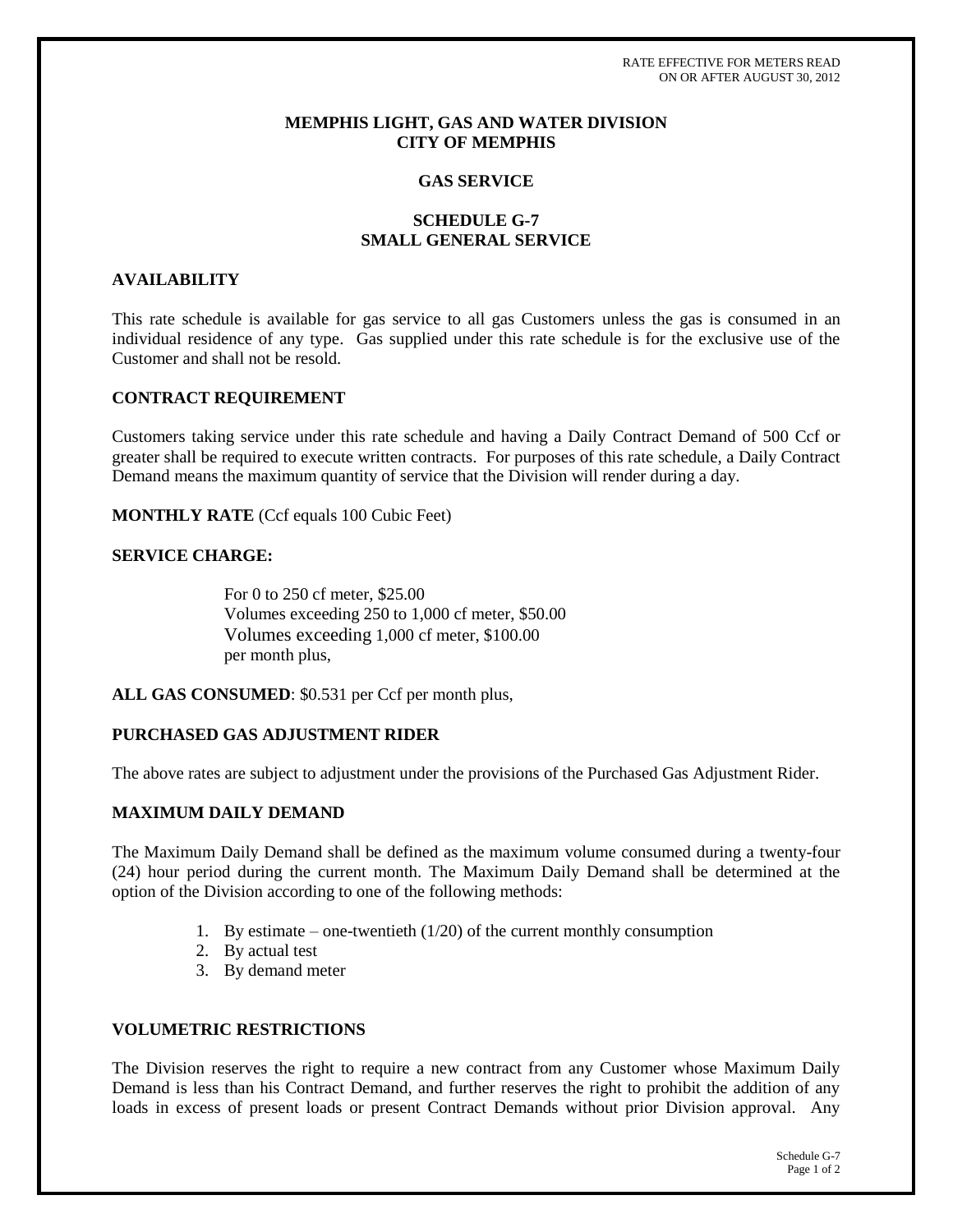RATE EFFECTIVE FOR METERS READ
ON OR AFTER AUGUST 30, 2012

# MEMPHIS LIGHT, GAS AND WATER DIVISION
# CITY OF MEMPHIS

## GAS SERVICE

## SCHEDULE G-7
## SMALL GENERAL SERVICE

### AVAILABILITY

This rate schedule is available for gas service to all gas Customers unless the gas is consumed in an individual residence of any type. Gas supplied under this rate schedule is for the exclusive use of the Customer and shall not be resold.

### CONTRACT REQUIREMENT

Customers taking service under this rate schedule and having a Daily Contract Demand of 500 Ccf or greater shall be required to execute written contracts. For purposes of this rate schedule, a Daily Contract Demand means the maximum quantity of service that the Division will render during a day.

**MONTHLY RATE** (Ccf equals 100 Cubic Feet)

### SERVICE CHARGE:

For 0 to 250 cf meter, $25.00
Volumes exceeding 250 to 1,000 cf meter, $50.00
Volumes exceeding 1,000 cf meter, $100.00
per month plus,

**ALL GAS CONSUMED**: $0.531 per Ccf per month plus,

### PURCHASED GAS ADJUSTMENT RIDER

The above rates are subject to adjustment under the provisions of the Purchased Gas Adjustment Rider.

### MAXIMUM DAILY DEMAND

The Maximum Daily Demand shall be defined as the maximum volume consumed during a twenty-four (24) hour period during the current month. The Maximum Daily Demand shall be determined at the option of the Division according to one of the following methods:

1. By estimate – one-twentieth (1/20) of the current monthly consumption
2. By actual test
3. By demand meter

### VOLUMETRIC RESTRICTIONS

The Division reserves the right to require a new contract from any Customer whose Maximum Daily Demand is less than his Contract Demand, and further reserves the right to prohibit the addition of any loads in excess of present loads or present Contract Demands without prior Division approval. Any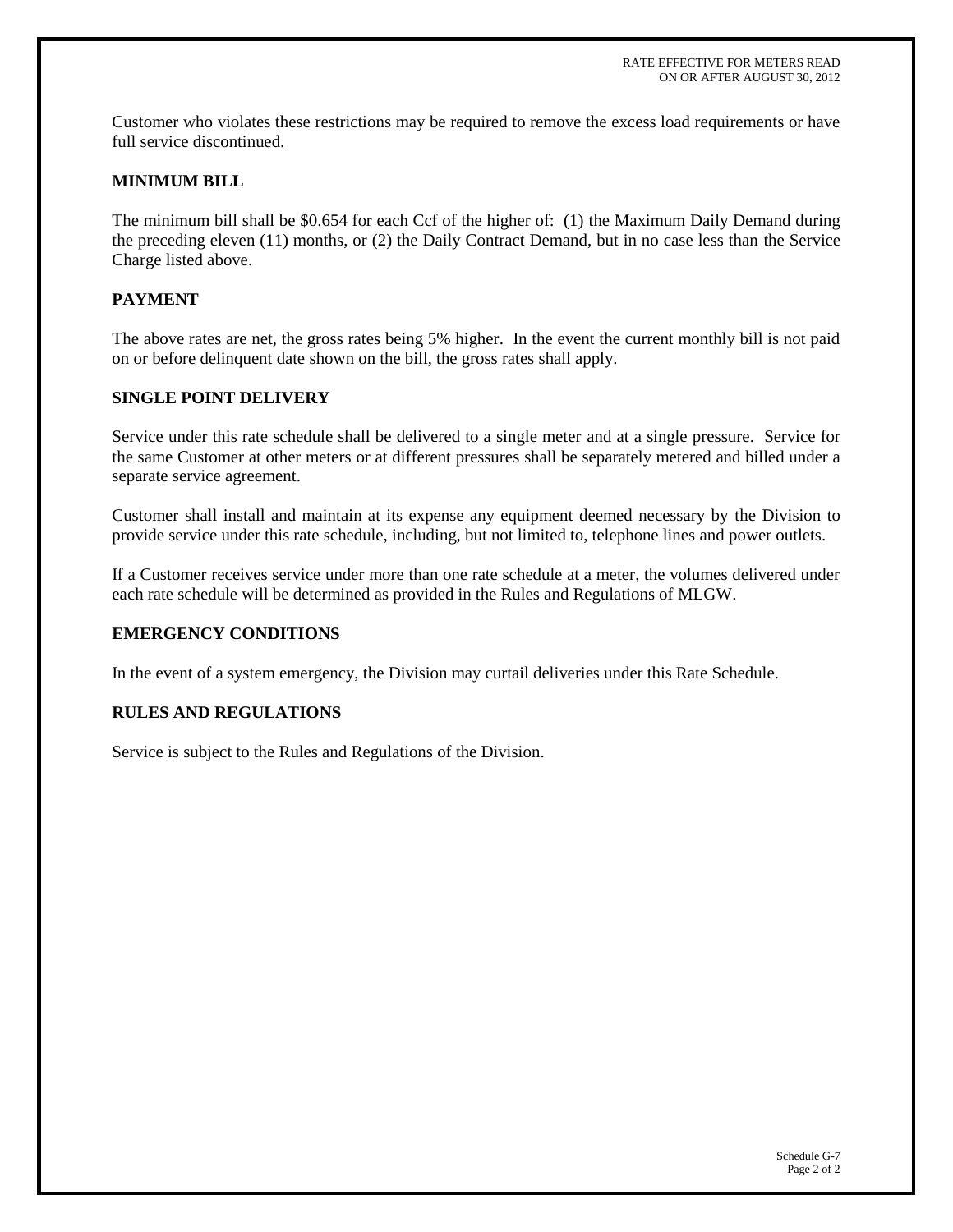Customer who violates these restrictions may be required to remove the excess load requirements or have full service discontinued.

## MINIMUM BILL

The minimum bill shall be $0.654 for each Ccf of the higher of: (1) the Maximum Daily Demand during the preceding eleven (11) months, or (2) the Daily Contract Demand, but in no case less than the Service Charge listed above.

## PAYMENT

The above rates are net, the gross rates being 5% higher. In the event the current monthly bill is not paid on or before delinquent date shown on the bill, the gross rates shall apply.

## SINGLE POINT DELIVERY

Service under this rate schedule shall be delivered to a single meter and at a single pressure. Service for the same Customer at other meters or at different pressures shall be separately metered and billed under a separate service agreement.

Customer shall install and maintain at its expense any equipment deemed necessary by the Division to provide service under this rate schedule, including, but not limited to, telephone lines and power outlets.

If a Customer receives service under more than one rate schedule at a meter, the volumes delivered under each rate schedule will be determined as provided in the Rules and Regulations of MLGW.

## EMERGENCY CONDITIONS

In the event of a system emergency, the Division may curtail deliveries under this Rate Schedule.

## RULES AND REGULATIONS

Service is subject to the Rules and Regulations of the Division.